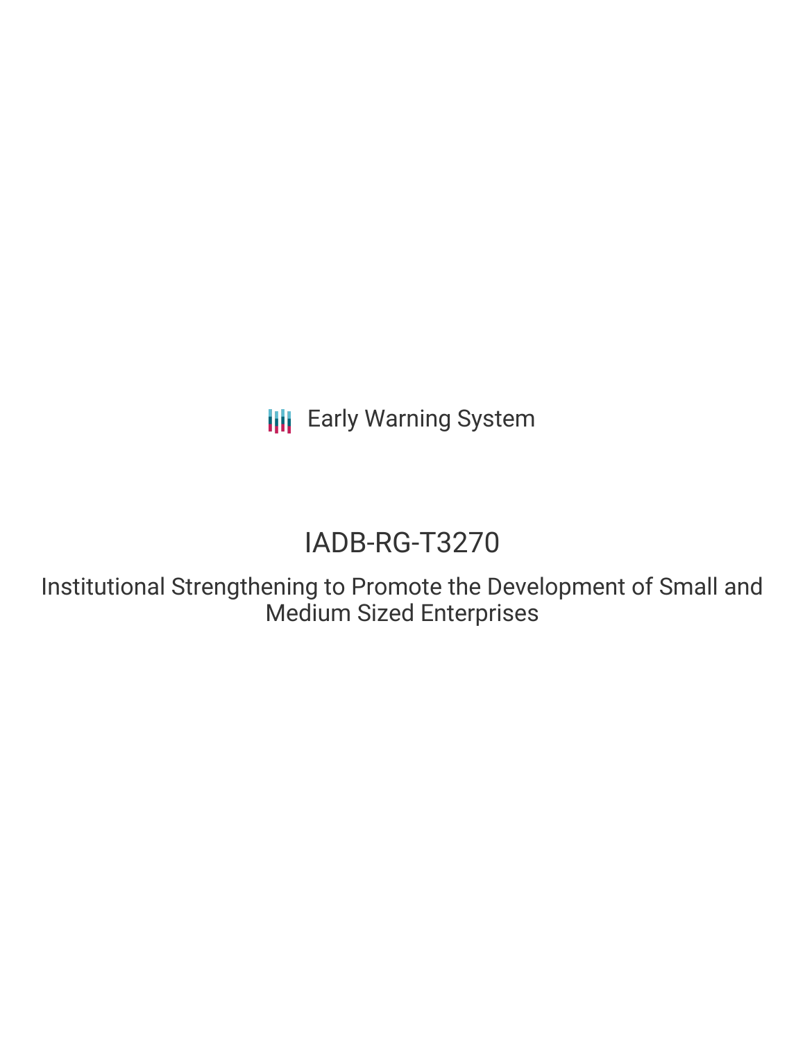Early Warning System

# IADB-RG-T3270

## Institutional Strengthening to Promote the Development of Small and Medium Sized Enterprises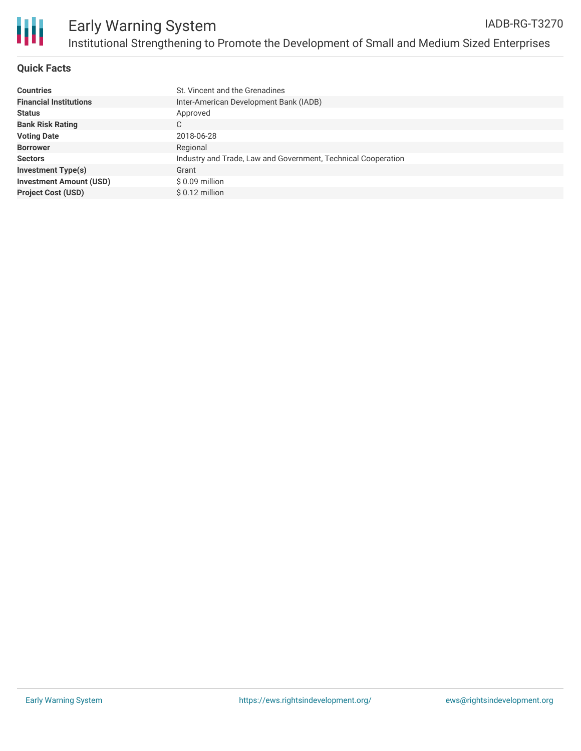# Early Warning System

IADB-RG-T3270

## Institutional Strengthening to Promote the Development of Small and Medium Sized Enterprises

### Quick Facts

| | |
|---|---|
| **Countries** | St. Vincent and the Grenadines |
| **Financial Institutions** | Inter-American Development Bank (IADB) |
| **Status** | Approved |
| **Bank Risk Rating** | C |
| **Voting Date** | 2018-06-28 |
| **Borrower** | Regional |
| **Sectors** | Industry and Trade, Law and Government, Technical Cooperation |
| **Investment Type(s)** | Grant |
| **Investment Amount (USD)** | $ 0.09 million |
| **Project Cost (USD)** | $ 0.12 million |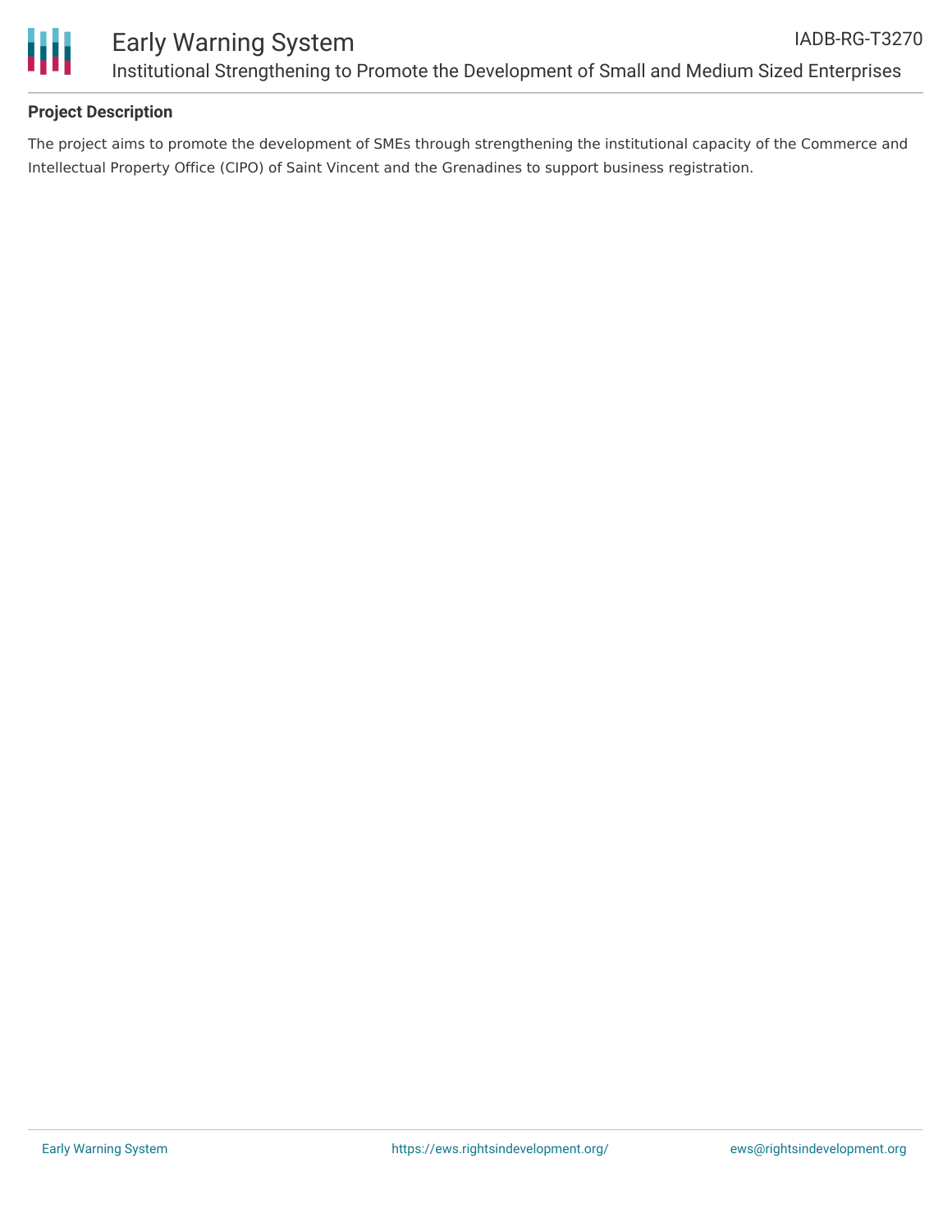## Project Description

The project aims to promote the development of SMEs through strengthening the institutional capacity of the Commerce and Intellectual Property Office (CIPO) of Saint Vincent and the Grenadines to support business registration.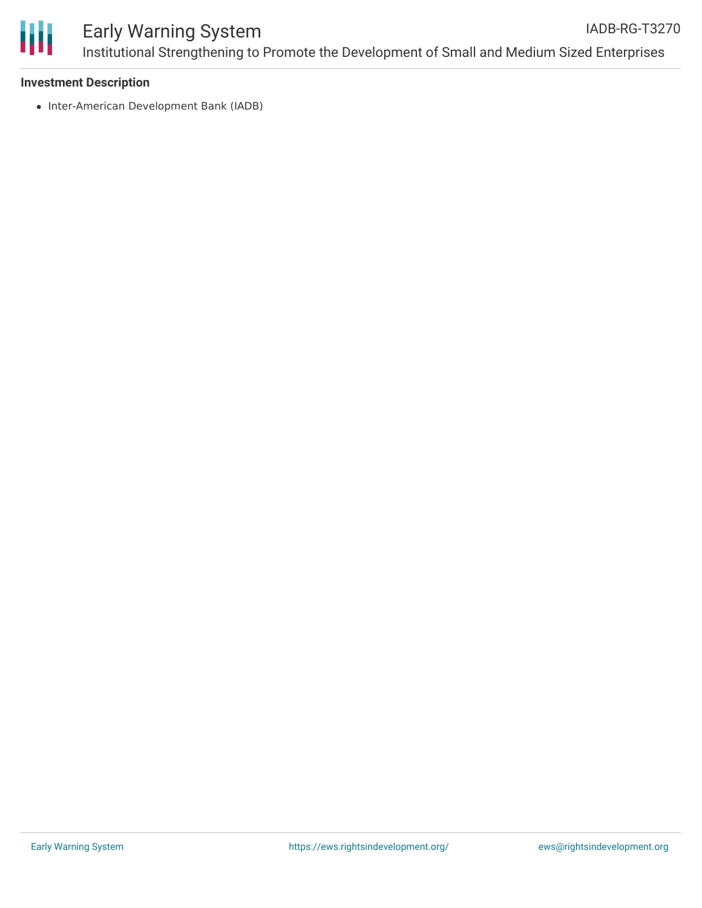**Investment Description**

- Inter-American Development Bank (IADB)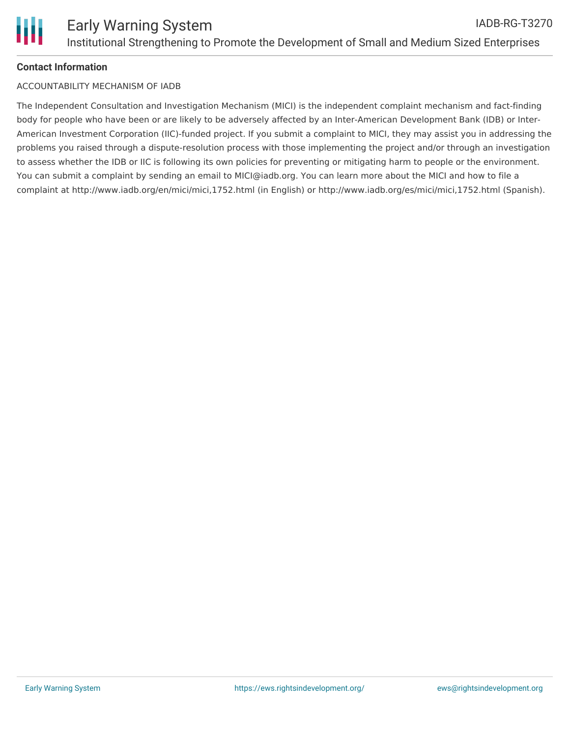**Contact Information**

ACCOUNTABILITY MECHANISM OF IADB

The Independent Consultation and Investigation Mechanism (MICI) is the independent complaint mechanism and fact-finding body for people who have been or are likely to be adversely affected by an Inter-American Development Bank (IDB) or Inter-American Investment Corporation (IIC)-funded project. If you submit a complaint to MICI, they may assist you in addressing the problems you raised through a dispute-resolution process with those implementing the project and/or through an investigation to assess whether the IDB or IIC is following its own policies for preventing or mitigating harm to people or the environment. You can submit a complaint by sending an email to MICI@iadb.org. You can learn more about the MICI and how to file a complaint at http://www.iadb.org/en/mici/mici,1752.html (in English) or http://www.iadb.org/es/mici/mici,1752.html (Spanish).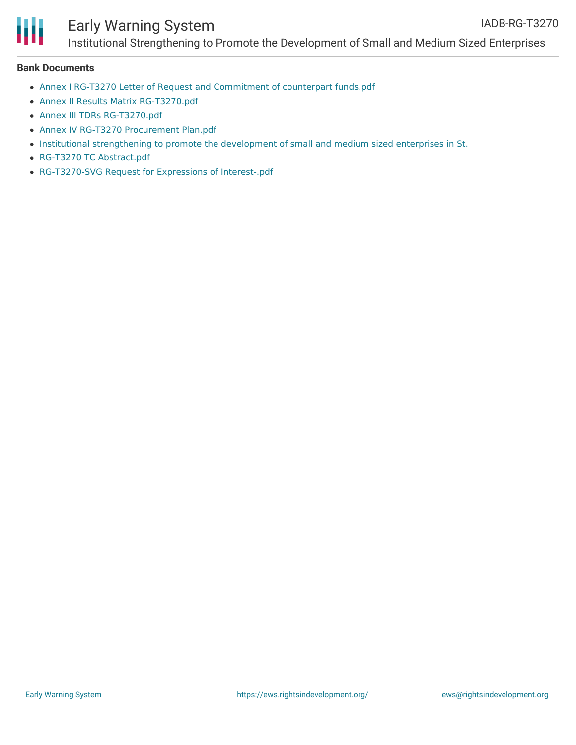**Bank Documents**

- Annex I RG-T3270 Letter of Request and Commitment of counterpart funds.pdf
- Annex II Results Matrix RG-T3270.pdf
- Annex III TDRs RG-T3270.pdf
- Annex IV RG-T3270 Procurement Plan.pdf
- Institutional strengthening to promote the development of small and medium sized enterprises in St.
- RG-T3270 TC Abstract.pdf
- RG-T3270-SVG Request for Expressions of Interest-.pdf